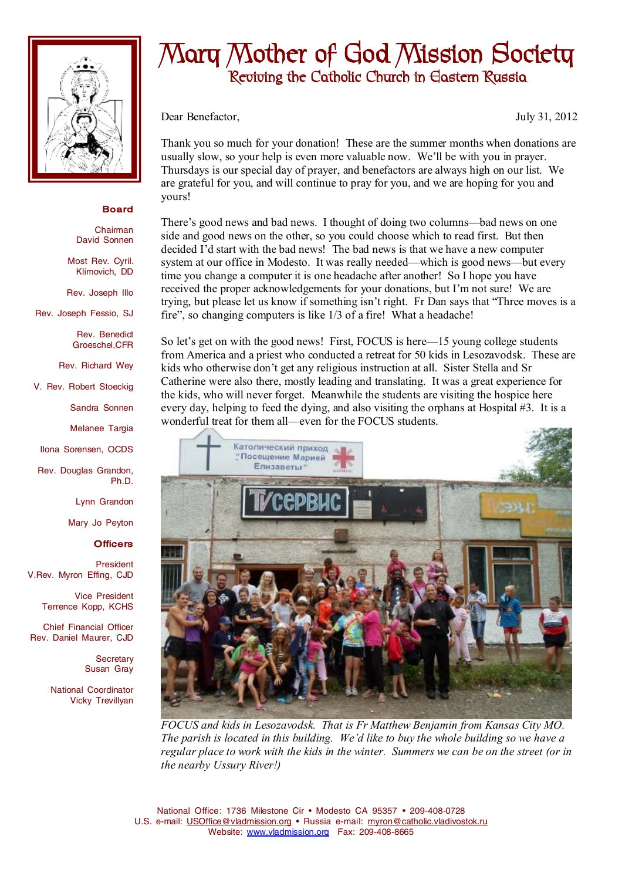# Mary Mother of God Mission Society

## Reviving the Catholic Church in Eastern Russia

**Board**

Chairman
David Sonnen

Most Rev. Cyril. Klimovich, DD

Rev. Joseph Illo

Rev. Joseph Fessio, SJ

Rev. Benedict Groeschel,CFR

Rev. Richard Wey

V. Rev. Robert Stoeckig

Sandra Sonnen

Melanee Targia

Ilona Sorensen, OCDS

Rev. Douglas Grandon, Ph.D.

Lynn Grandon

Mary Jo Peyton

**Officers**

President
V.Rev. Myron Effing, CJD

Vice President
Terrence Kopp, KCHS

Chief Financial Officer
Rev. Daniel Maurer, CJD

Secretary
Susan Gray

National Coordinator
Vicky Trevillyan

Dear Benefactor, July 31, 2012

Thank you so much for your donation! These are the summer months when donations are usually slow, so your help is even more valuable now. We'll be with you in prayer. Thursdays is our special day of prayer, and benefactors are always high on our list. We are grateful for you, and will continue to pray for you, and we are hoping for you and yours!

There's good news and bad news. I thought of doing two columns—bad news on one side and good news on the other, so you could choose which to read first. But then decided I'd start with the bad news! The bad news is that we have a new computer system at our office in Modesto. It was really needed—which is good news—but every time you change a computer it is one headache after another! So I hope you have received the proper acknowledgements for your donations, but I'm not sure! We are trying, but please let us know if something isn't right. Fr Dan says that "Three moves is a fire", so changing computers is like 1/3 of a fire! What a headache!

So let's get on with the good news! First, FOCUS is here—15 young college students from America and a priest who conducted a retreat for 50 kids in Lesozavodsk. These are kids who otherwise don't get any religious instruction at all. Sister Stella and Sr Catherine were also there, mostly leading and translating. It was a great experience for the kids, who will never forget. Meanwhile the students are visiting the hospice here every day, helping to feed the dying, and also visiting the orphans at Hospital #3. It is a wonderful treat for them all—even for the FOCUS students.

*FOCUS and kids in Lesozavodsk. That is Fr Matthew Benjamin from Kansas City MO. The parish is located in this building. We'd like to buy the whole building so we have a regular place to work with the kids in the winter. Summers we can be on the street (or in the nearby Ussury River!)*

National Office: 1736 Milestone Cir • Modesto CA 95357 • 209-408-0728
U.S. e-mail: USOffice@vladmission.org • Russia e-mail: myron@catholic.vladivostok.ru
Website: www.vladmission.org Fax: 209-408-8665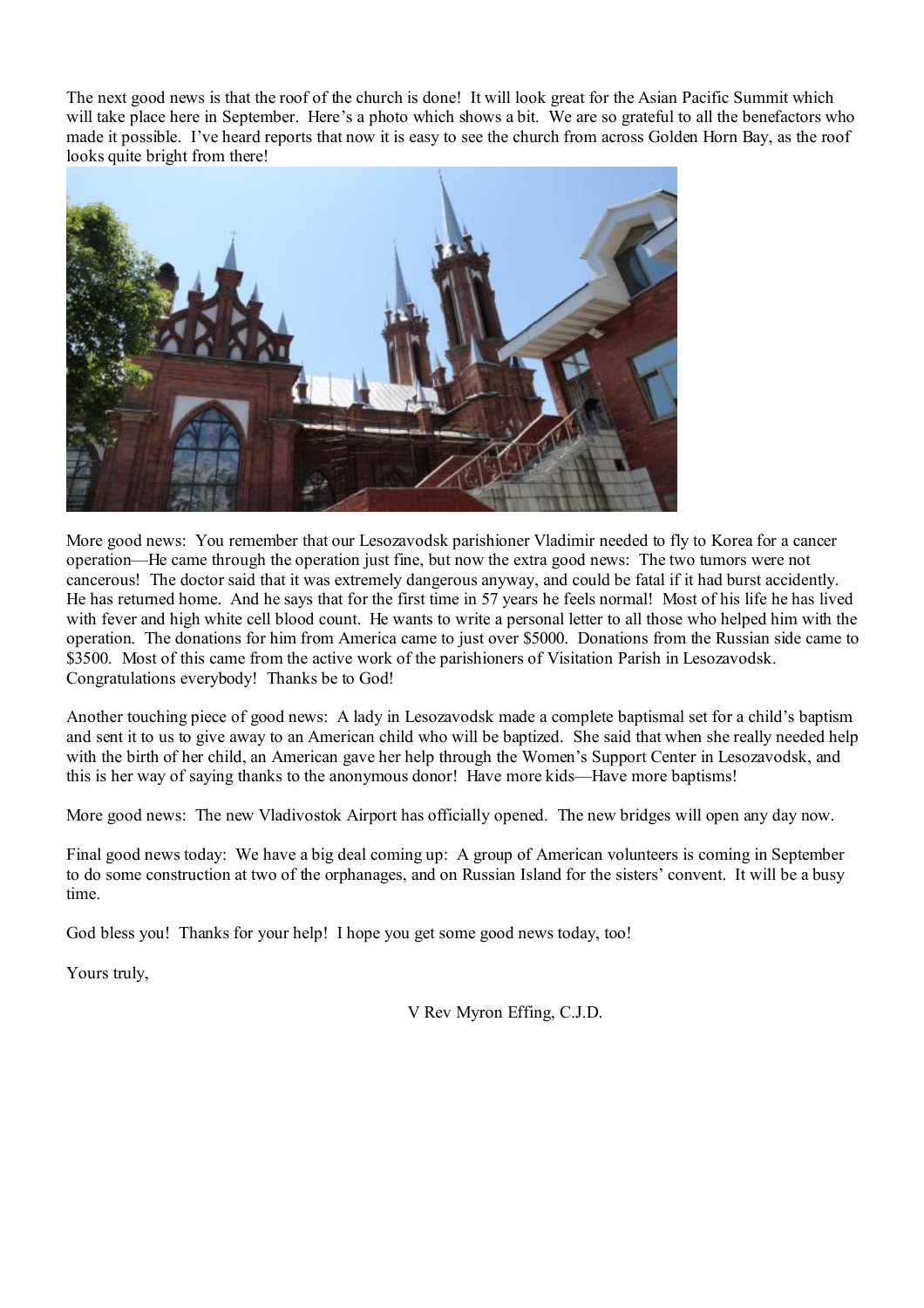The next good news is that the roof of the church is done! It will look great for the Asian Pacific Summit which will take place here in September. Here's a photo which shows a bit. We are so grateful to all the benefactors who made it possible. I've heard reports that now it is easy to see the church from across Golden Horn Bay, as the roof looks quite bright from there!

More good news: You remember that our Lesozavodsk parishioner Vladimir needed to fly to Korea for a cancer operation—He came through the operation just fine, but now the extra good news: The two tumors were not cancerous! The doctor said that it was extremely dangerous anyway, and could be fatal if it had burst accidently. He has returned home. And he says that for the first time in 57 years he feels normal! Most of his life he has lived with fever and high white cell blood count. He wants to write a personal letter to all those who helped him with the operation. The donations for him from America came to just over $5000. Donations from the Russian side came to $3500. Most of this came from the active work of the parishioners of Visitation Parish in Lesozavodsk. Congratulations everybody! Thanks be to God!

Another touching piece of good news: A lady in Lesozavodsk made a complete baptismal set for a child's baptism and sent it to us to give away to an American child who will be baptized. She said that when she really needed help with the birth of her child, an American gave her help through the Women's Support Center in Lesozavodsk, and this is her way of saying thanks to the anonymous donor! Have more kids—Have more baptisms!

More good news: The new Vladivostok Airport has officially opened. The new bridges will open any day now.

Final good news today: We have a big deal coming up: A group of American volunteers is coming in September to do some construction at two of the orphanages, and on Russian Island for the sisters' convent. It will be a busy time.

God bless you! Thanks for your help! I hope you get some good news today, too!

Yours truly,

V Rev Myron Effing, C.J.D.